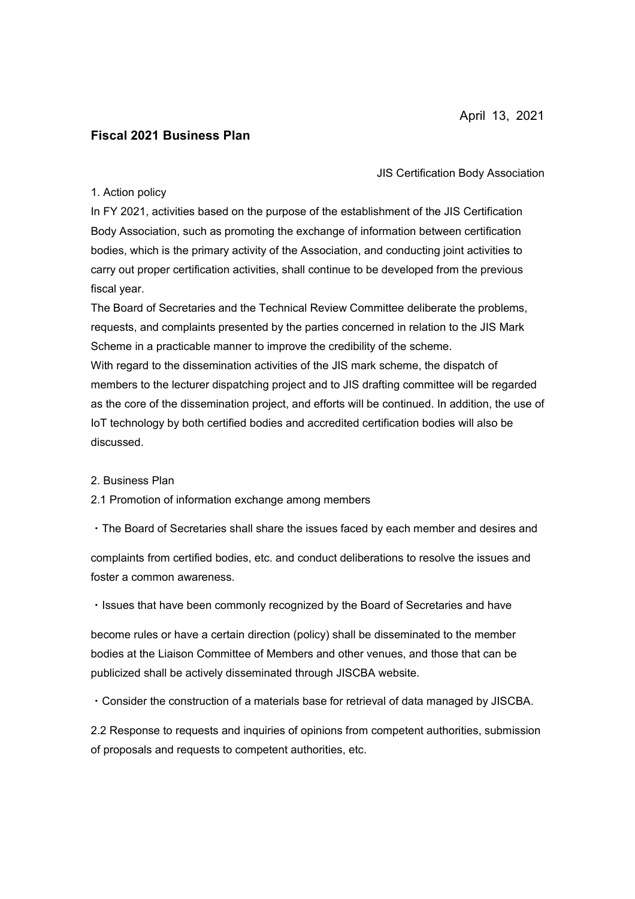April 13, 2021

# Fiscal 2021 Business Plan

JIS Certification Body Association

## 1. Action policy

In FY 2021, activities based on the purpose of the establishment of the JIS Certification Body Association, such as promoting the exchange of information between certification bodies, which is the primary activity of the Association, and conducting joint activities to carry out proper certification activities, shall continue to be developed from the previous fiscal year.

The Board of Secretaries and the Technical Review Committee deliberate the problems, requests, and complaints presented by the parties concerned in relation to the JIS Mark Scheme in a practicable manner to improve the credibility of the scheme.

With regard to the dissemination activities of the JIS mark scheme, the dispatch of members to the lecturer dispatching project and to JIS drafting committee will be regarded as the core of the dissemination project, and efforts will be continued. In addition, the use of IoT technology by both certified bodies and accredited certification bodies will also be discussed.

## 2. Business Plan

### 2.1 Promotion of information exchange among members

・The Board of Secretaries shall share the issues faced by each member and desires and complaints from certified bodies, etc. and conduct deliberations to resolve the issues and foster a common awareness.

・Issues that have been commonly recognized by the Board of Secretaries and have become rules or have a certain direction (policy) shall be disseminated to the member bodies at the Liaison Committee of Members and other venues, and those that can be publicized shall be actively disseminated through JISCBA website.

・Consider the construction of a materials base for retrieval of data managed by JISCBA.

### 2.2 Response to requests and inquiries of opinions from competent authorities, submission of proposals and requests to competent authorities, etc.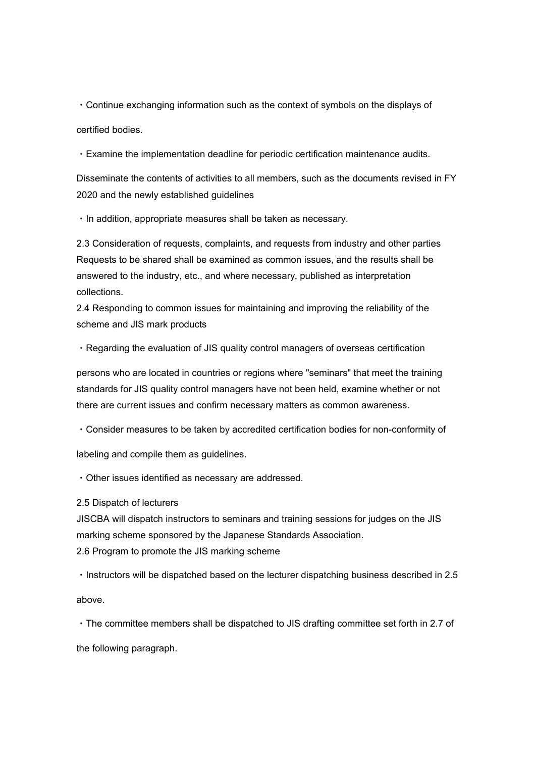・Continue exchanging information such as the context of symbols on the displays of certified bodies.

・Examine the implementation deadline for periodic certification maintenance audits.

Disseminate the contents of activities to all members, such as the documents revised in FY 2020 and the newly established guidelines

・In addition, appropriate measures shall be taken as necessary.

2.3 Consideration of requests, complaints, and requests from industry and other parties
Requests to be shared shall be examined as common issues, and the results shall be answered to the industry, etc., and where necessary, published as interpretation collections.

2.4 Responding to common issues for maintaining and improving the reliability of the scheme and JIS mark products

・Regarding the evaluation of JIS quality control managers of overseas certification persons who are located in countries or regions where "seminars" that meet the training standards for JIS quality control managers have not been held, examine whether or not there are current issues and confirm necessary matters as common awareness.

・Consider measures to be taken by accredited certification bodies for non-conformity of labeling and compile them as guidelines.

・Other issues identified as necessary are addressed.

2.5 Dispatch of lecturers
JISCBA will dispatch instructors to seminars and training sessions for judges on the JIS marking scheme sponsored by the Japanese Standards Association.

2.6 Program to promote the JIS marking scheme

・Instructors will be dispatched based on the lecturer dispatching business described in 2.5 above.

・The committee members shall be dispatched to JIS drafting committee set forth in 2.7 of the following paragraph.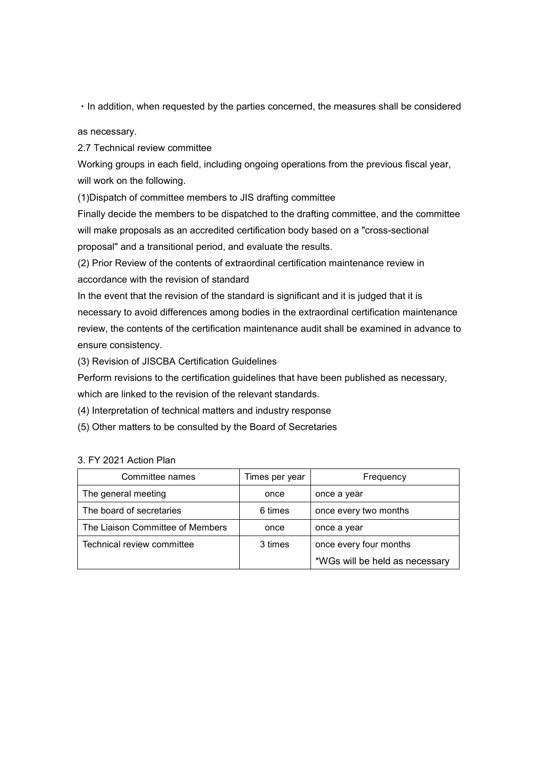・In addition, when requested by the parties concerned, the measures shall be considered as necessary.

2.7 Technical review committee

Working groups in each field, including ongoing operations from the previous fiscal year, will work on the following.

(1)Dispatch of committee members to JIS drafting committee

Finally decide the members to be dispatched to the drafting committee, and the committee will make proposals as an accredited certification body based on a "cross-sectional proposal" and a transitional period, and evaluate the results.

(2) Prior Review of the contents of extraordinal certification maintenance review in accordance with the revision of standard

In the event that the revision of the standard is significant and it is judged that it is necessary to avoid differences among bodies in the extraordinal certification maintenance review, the contents of the certification maintenance audit shall be examined in advance to ensure consistency.

(3) Revision of JISCBA Certification Guidelines

Perform revisions to the certification guidelines that have been published as necessary, which are linked to the revision of the relevant standards.

(4) Interpretation of technical matters and industry response

(5) Other matters to be consulted by the Board of Secretaries

3. FY 2021 Action Plan

| Committee names | Times per year | Frequency |
|---|---|---|
| The general meeting | once | once a year |
| The board of secretaries | 6 times | once every two months |
| The Liaison Committee of Members | once | once a year |
| Technical review committee | 3 times | once every four months<br>*WGs will be held as necessary |